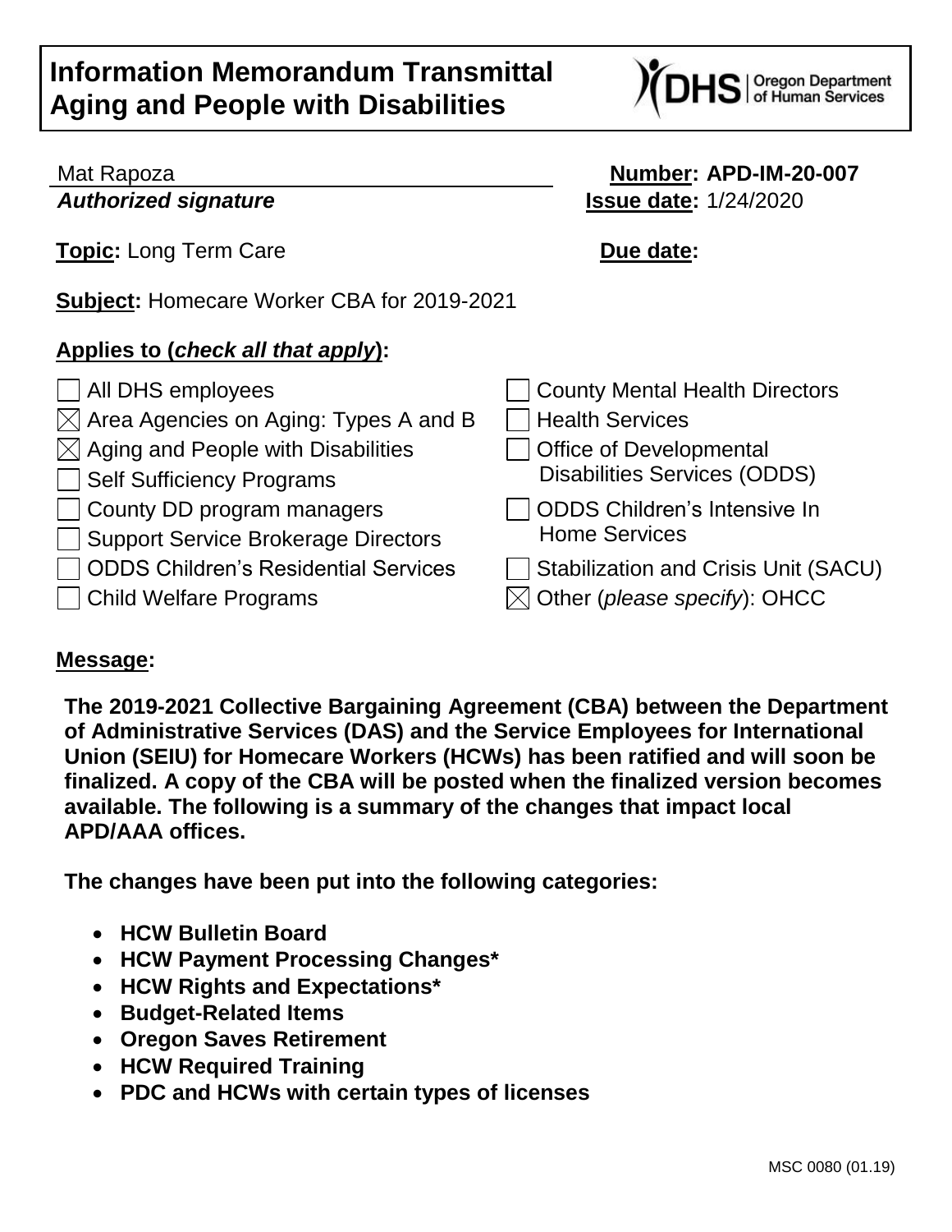# Information Memorandum Transmittal
# Aging and People with Disabilities

Mat Rapoza
***Authorized signature***

**Number: APD-IM-20-007**
**Issue date:** 1/24/2020

**Topic:** Long Term Care

**Due date:**

**Subject:** Homecare Worker CBA for 2019-2021

**Applies to (*check all that apply*):**

- ☐ All DHS employees
- ☒ Area Agencies on Aging: Types A and B
- ☒ Aging and People with Disabilities
- ☐ Self Sufficiency Programs
- ☐ County DD program managers
- ☐ Support Service Brokerage Directors
- ☐ ODDS Children's Residential Services
- ☐ Child Welfare Programs
- ☐ County Mental Health Directors
- ☐ Health Services
- ☐ Office of Developmental Disabilities Services (ODDS)
- ☐ ODDS Children's Intensive In Home Services
- ☐ Stabilization and Crisis Unit (SACU)
- ☒ Other (*please specify*): OHCC

**Message:**

**The 2019-2021 Collective Bargaining Agreement (CBA) between the Department of Administrative Services (DAS) and the Service Employees for International Union (SEIU) for Homecare Workers (HCWs) has been ratified and will soon be finalized. A copy of the CBA will be posted when the finalized version becomes available. The following is a summary of the changes that impact local APD/AAA offices.**

**The changes have been put into the following categories:**

- **HCW Bulletin Board**
- **HCW Payment Processing Changes***
- **HCW Rights and Expectations***
- **Budget-Related Items**
- **Oregon Saves Retirement**
- **HCW Required Training**
- **PDC and HCWs with certain types of licenses**

MSC 0080 (01.19)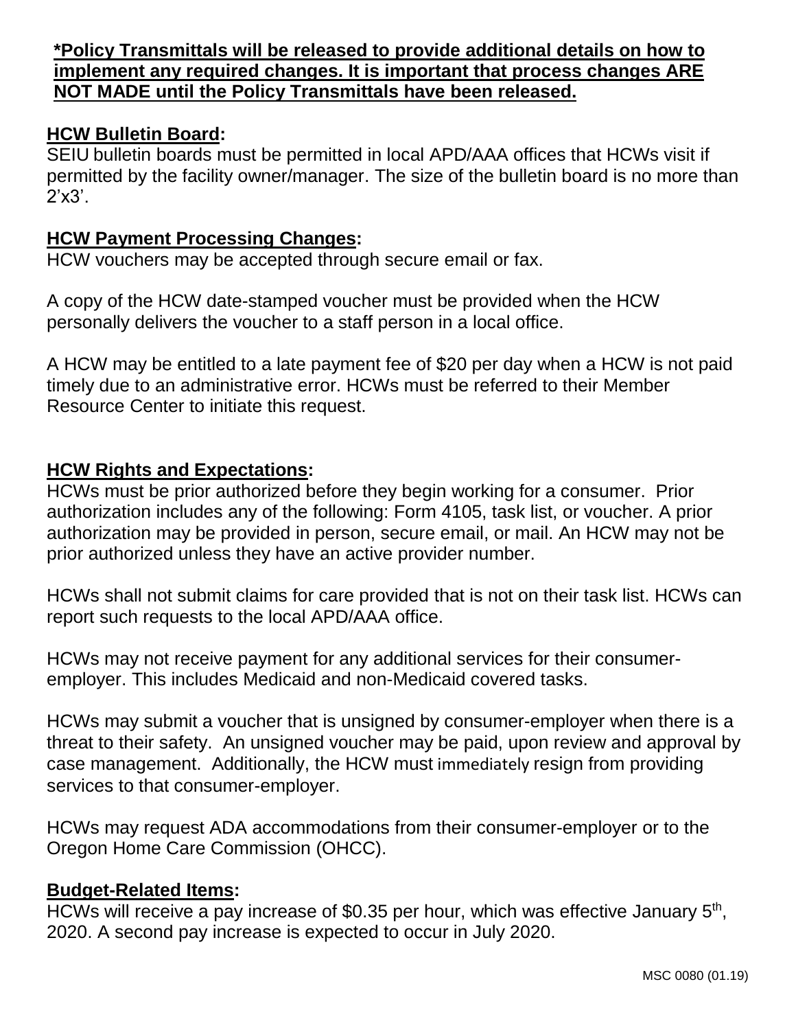**\*Policy Transmittals will be released to provide additional details on how to implement any required changes. It is important that process changes ARE NOT MADE until the Policy Transmittals have been released.**

**HCW Bulletin Board:**

SEIU bulletin boards must be permitted in local APD/AAA offices that HCWs visit if permitted by the facility owner/manager. The size of the bulletin board is no more than 2'x3'.

**HCW Payment Processing Changes:**

HCW vouchers may be accepted through secure email or fax.

A copy of the HCW date-stamped voucher must be provided when the HCW personally delivers the voucher to a staff person in a local office.

A HCW may be entitled to a late payment fee of $20 per day when a HCW is not paid timely due to an administrative error. HCWs must be referred to their Member Resource Center to initiate this request.

**HCW Rights and Expectations:**

HCWs must be prior authorized before they begin working for a consumer. Prior authorization includes any of the following: Form 4105, task list, or voucher. A prior authorization may be provided in person, secure email, or mail. An HCW may not be prior authorized unless they have an active provider number.

HCWs shall not submit claims for care provided that is not on their task list. HCWs can report such requests to the local APD/AAA office.

HCWs may not receive payment for any additional services for their consumer-employer. This includes Medicaid and non-Medicaid covered tasks.

HCWs may submit a voucher that is unsigned by consumer-employer when there is a threat to their safety. An unsigned voucher may be paid, upon review and approval by case management. Additionally, the HCW must immediately resign from providing services to that consumer-employer.

HCWs may request ADA accommodations from their consumer-employer or to the Oregon Home Care Commission (OHCC).

**Budget-Related Items:**

HCWs will receive a pay increase of $0.35 per hour, which was effective January 5th, 2020. A second pay increase is expected to occur in July 2020.

MSC 0080 (01.19)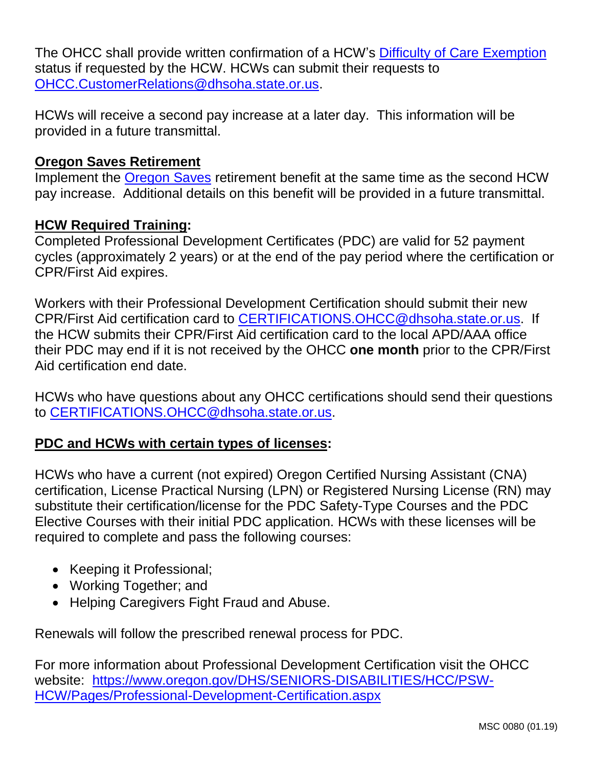The OHCC shall provide written confirmation of a HCW's Difficulty of Care Exemption status if requested by the HCW. HCWs can submit their requests to OHCC.CustomerRelations@dhsoha.state.or.us.

HCWs will receive a second pay increase at a later day. This information will be provided in a future transmittal.

**Oregon Saves Retirement**

Implement the Oregon Saves retirement benefit at the same time as the second HCW pay increase. Additional details on this benefit will be provided in a future transmittal.

**HCW Required Training:**

Completed Professional Development Certificates (PDC) are valid for 52 payment cycles (approximately 2 years) or at the end of the pay period where the certification or CPR/First Aid expires.

Workers with their Professional Development Certification should submit their new CPR/First Aid certification card to CERTIFICATIONS.OHCC@dhsoha.state.or.us. If the HCW submits their CPR/First Aid certification card to the local APD/AAA office their PDC may end if it is not received by the OHCC **one month** prior to the CPR/First Aid certification end date.

HCWs who have questions about any OHCC certifications should send their questions to CERTIFICATIONS.OHCC@dhsoha.state.or.us.

**PDC and HCWs with certain types of licenses:**

HCWs who have a current (not expired) Oregon Certified Nursing Assistant (CNA) certification, License Practical Nursing (LPN) or Registered Nursing License (RN) may substitute their certification/license for the PDC Safety-Type Courses and the PDC Elective Courses with their initial PDC application. HCWs with these licenses will be required to complete and pass the following courses:

- Keeping it Professional;
- Working Together; and
- Helping Caregivers Fight Fraud and Abuse.

Renewals will follow the prescribed renewal process for PDC.

For more information about Professional Development Certification visit the OHCC website: https://www.oregon.gov/DHS/SENIORS-DISABILITIES/HCC/PSW-HCW/Pages/Professional-Development-Certification.aspx

MSC 0080 (01.19)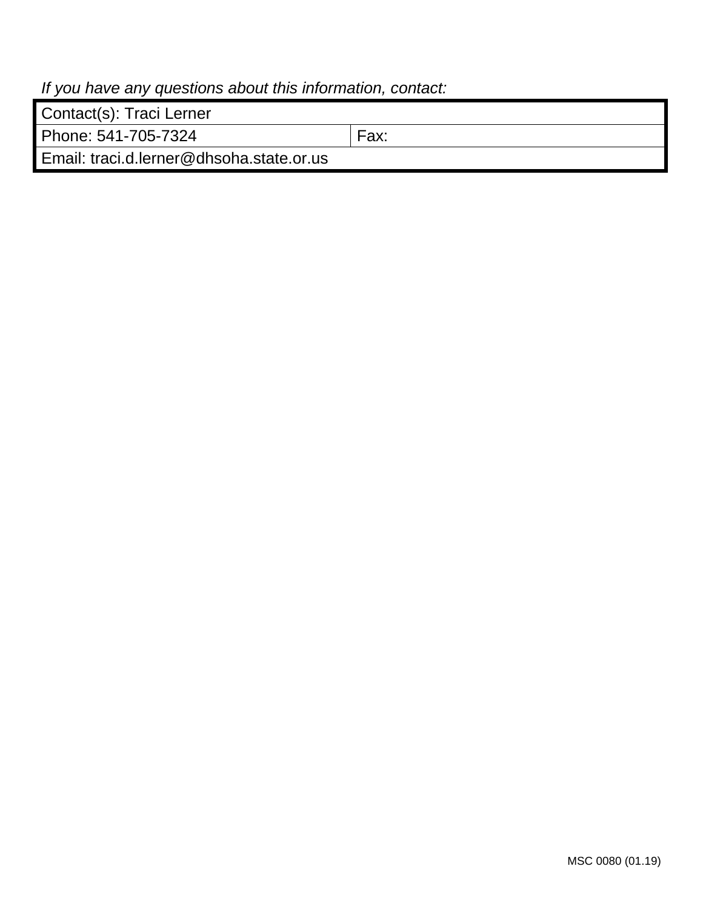*If you have any questions about this information, contact:*

| | |
|---|---|
| Contact(s): Traci Lerner | |
| Phone: 541-705-7324 | Fax: |
| Email: traci.d.lerner@dhsoha.state.or.us | |

MSC 0080 (01.19)